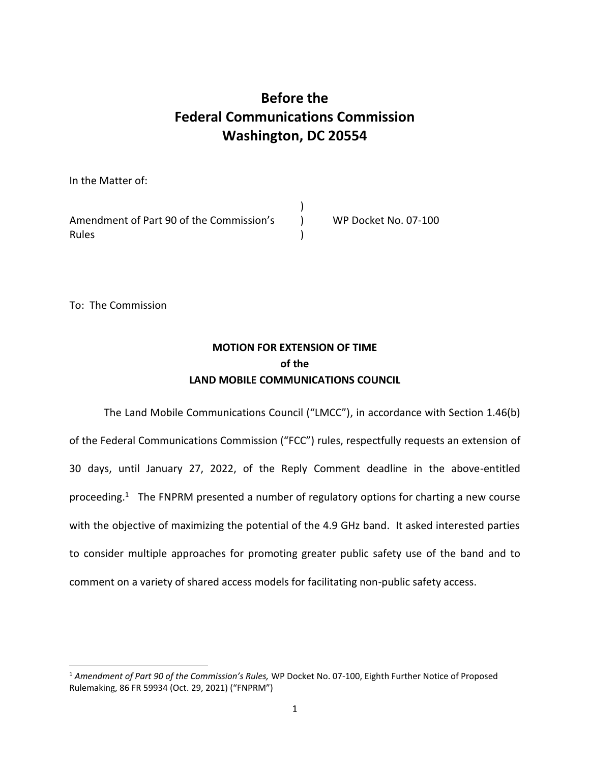# Before the
# Federal Communications Commission
# Washington, DC 20554

In the Matter of:

| | | |
|---|---|---|
| Amendment of Part 90 of the Commission's Rules | ) | WP Docket No. 07-100 |

To: The Commission

**MOTION FOR EXTENSION OF TIME**
**of the**
**LAND MOBILE COMMUNICATIONS COUNCIL**

The Land Mobile Communications Council ("LMCC"), in accordance with Section 1.46(b) of the Federal Communications Commission ("FCC") rules, respectfully requests an extension of 30 days, until January 27, 2022, of the Reply Comment deadline in the above-entitled proceeding.[1] The FNPRM presented a number of regulatory options for charting a new course with the objective of maximizing the potential of the 4.9 GHz band. It asked interested parties to consider multiple approaches for promoting greater public safety use of the band and to comment on a variety of shared access models for facilitating non-public safety access.

---

[1] *Amendment of Part 90 of the Commission's Rules,* WP Docket No. 07-100, Eighth Further Notice of Proposed Rulemaking, 86 FR 59934 (Oct. 29, 2021) ("FNPRM")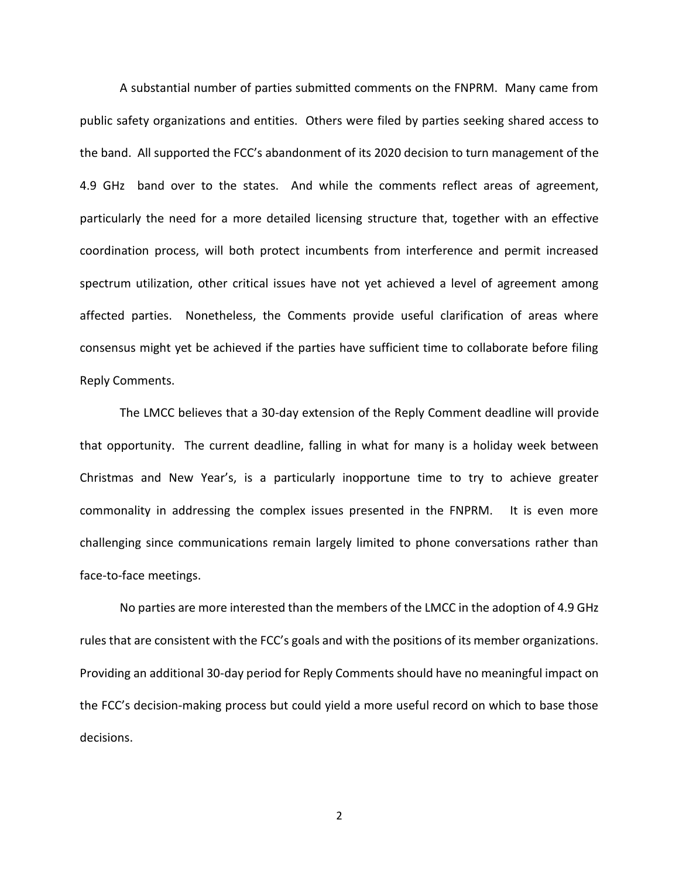A substantial number of parties submitted comments on the FNPRM. Many came from public safety organizations and entities. Others were filed by parties seeking shared access to the band. All supported the FCC's abandonment of its 2020 decision to turn management of the 4.9 GHz band over to the states. And while the comments reflect areas of agreement, particularly the need for a more detailed licensing structure that, together with an effective coordination process, will both protect incumbents from interference and permit increased spectrum utilization, other critical issues have not yet achieved a level of agreement among affected parties. Nonetheless, the Comments provide useful clarification of areas where consensus might yet be achieved if the parties have sufficient time to collaborate before filing Reply Comments.

The LMCC believes that a 30-day extension of the Reply Comment deadline will provide that opportunity. The current deadline, falling in what for many is a holiday week between Christmas and New Year's, is a particularly inopportune time to try to achieve greater commonality in addressing the complex issues presented in the FNPRM. It is even more challenging since communications remain largely limited to phone conversations rather than face-to-face meetings.

No parties are more interested than the members of the LMCC in the adoption of 4.9 GHz rules that are consistent with the FCC's goals and with the positions of its member organizations. Providing an additional 30-day period for Reply Comments should have no meaningful impact on the FCC's decision-making process but could yield a more useful record on which to base those decisions.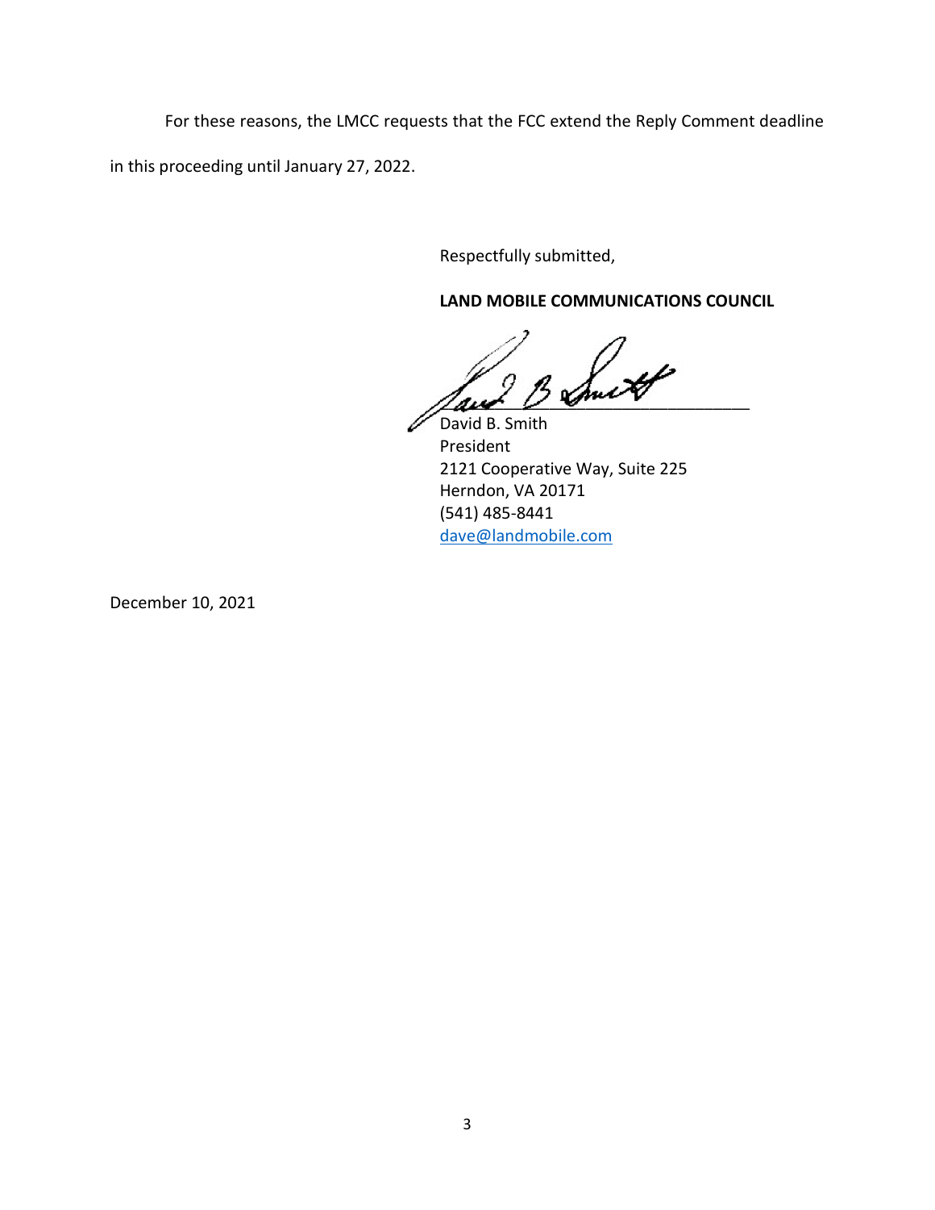For these reasons, the LMCC requests that the FCC extend the Reply Comment deadline in this proceeding until January 27, 2022.

Respectfully submitted,

**LAND MOBILE COMMUNICATIONS COUNCIL**

David B. Smith
President
2121 Cooperative Way, Suite 225
Herndon, VA 20171
(541) 485-8441
dave@landmobile.com

December 10, 2021